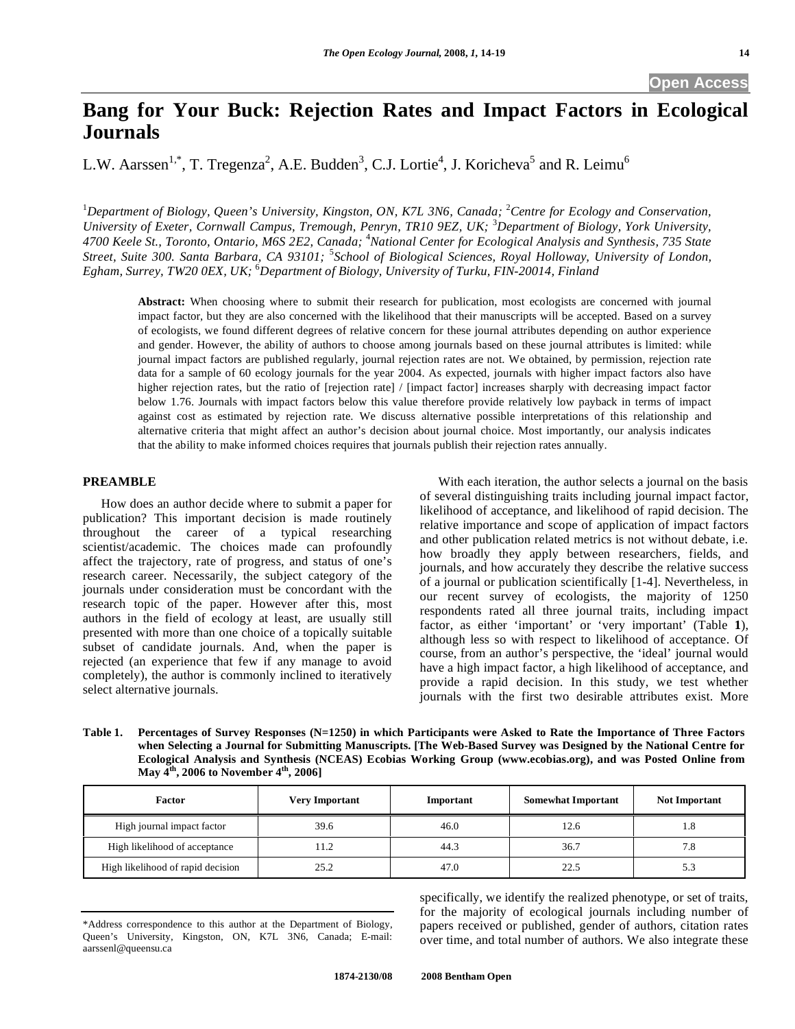Open Access

# Bang for Your Buck: Rejection Rates and Impact Factors in Ecological Journals

L.W. Aarssen[1,*], T. Tregenza[2], A.E. Budden[3], C.J. Lortie[4], J. Koricheva[5] and R. Leimu[6]

[1]*Department of Biology, Queen's University, Kingston, ON, K7L 3N6, Canada;* [2]*Centre for Ecology and Conservation, University of Exeter, Cornwall Campus, Tremough, Penryn, TR10 9EZ, UK;* [3]*Department of Biology, York University, 4700 Keele St., Toronto, Ontario, M6S 2E2, Canada;* [4]*National Center for Ecological Analysis and Synthesis, 735 State Street, Suite 300. Santa Barbara, CA 93101;* [5]*School of Biological Sciences, Royal Holloway, University of London, Egham, Surrey, TW20 0EX, UK;* [6]*Department of Biology, University of Turku, FIN-20014, Finland*

**Abstract:** When choosing where to submit their research for publication, most ecologists are concerned with journal impact factor, but they are also concerned with the likelihood that their manuscripts will be accepted. Based on a survey of ecologists, we found different degrees of relative concern for these journal attributes depending on author experience and gender. However, the ability of authors to choose among journals based on these journal attributes is limited: while journal impact factors are published regularly, journal rejection rates are not. We obtained, by permission, rejection rate data for a sample of 60 ecology journals for the year 2004. As expected, journals with higher impact factors also have higher rejection rates, but the ratio of [rejection rate] / [impact factor] increases sharply with decreasing impact factor below 1.76. Journals with impact factors below this value therefore provide relatively low payback in terms of impact against cost as estimated by rejection rate. We discuss alternative possible interpretations of this relationship and alternative criteria that might affect an author's decision about journal choice. Most importantly, our analysis indicates that the ability to make informed choices requires that journals publish their rejection rates annually.

## PREAMBLE

How does an author decide where to submit a paper for publication? This important decision is made routinely throughout the career of a typical researching scientist/academic. The choices made can profoundly affect the trajectory, rate of progress, and status of one's research career. Necessarily, the subject category of the journals under consideration must be concordant with the research topic of the paper. However after this, most authors in the field of ecology at least, are usually still presented with more than one choice of a topically suitable subset of candidate journals. And, when the paper is rejected (an experience that few if any manage to avoid completely), the author is commonly inclined to iteratively select alternative journals.

With each iteration, the author selects a journal on the basis of several distinguishing traits including journal impact factor, likelihood of acceptance, and likelihood of rapid decision. The relative importance and scope of application of impact factors and other publication related metrics is not without debate, i.e. how broadly they apply between researchers, fields, and journals, and how accurately they describe the relative success of a journal or publication scientifically [1-4]. Nevertheless, in our recent survey of ecologists, the majority of 1250 respondents rated all three journal traits, including impact factor, as either 'important' or 'very important' (Table **1**), although less so with respect to likelihood of acceptance. Of course, from an author's perspective, the 'ideal' journal would have a high impact factor, a high likelihood of acceptance, and provide a rapid decision. In this study, we test whether journals with the first two desirable attributes exist. More specifically, we identify the realized phenotype, or set of traits, for the majority of ecological journals including number of papers received or published, gender of authors, citation rates over time, and total number of authors. We also integrate these

**Table 1. Percentages of Survey Responses (N=1250) in which Participants were Asked to Rate the Importance of Three Factors when Selecting a Journal for Submitting Manuscripts. [The Web-Based Survey was Designed by the National Centre for Ecological Analysis and Synthesis (NCEAS) Ecobias Working Group (www.ecobias.org), and was Posted Online from May 4th, 2006 to November 4th, 2006]**

| Factor | Very Important | Important | Somewhat Important | Not Important |
|---|---|---|---|---|
| High journal impact factor | 39.6 | 46.0 | 12.6 | 1.8 |
| High likelihood of acceptance | 11.2 | 44.3 | 36.7 | 7.8 |
| High likelihood of rapid decision | 25.2 | 47.0 | 22.5 | 5.3 |

*Address correspondence to this author at the Department of Biology, Queen's University, Kingston, ON, K7L 3N6, Canada; E-mail: aarssenl@queensu.ca

1874-2130/08 2008 Bentham Open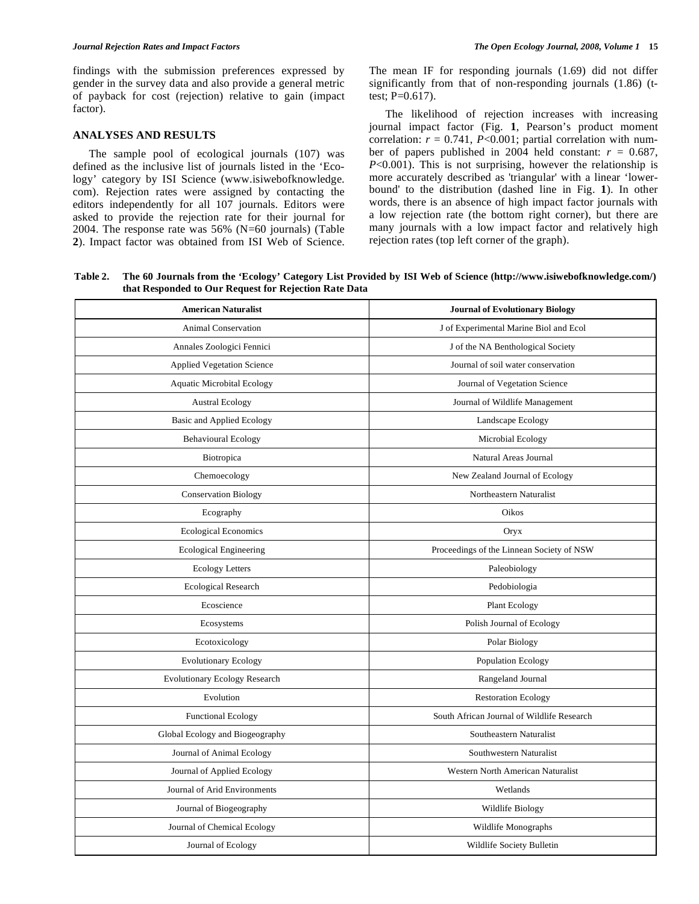findings with the submission preferences expressed by gender in the survey data and also provide a general metric of payback for cost (rejection) relative to gain (impact factor).

## ANALYSES AND RESULTS

The sample pool of ecological journals (107) was defined as the inclusive list of journals listed in the 'Ecology' category by ISI Science (www.isiwebofknowledge.com). Rejection rates were assigned by contacting the editors independently for all 107 journals. Editors were asked to provide the rejection rate for their journal for 2004. The response rate was 56% (N=60 journals) (Table **2**). Impact factor was obtained from ISI Web of Science. The mean IF for responding journals (1.69) did not differ significantly from that of non-responding journals (1.86) (t-test; P=0.617).

The likelihood of rejection increases with increasing journal impact factor (Fig. **1**, Pearson's product moment correlation: $r = 0.741$, $P<0.001$; partial correlation with number of papers published in 2004 held constant: $r = 0.687$, $P<0.001$). This is not surprising, however the relationship is more accurately described as 'triangular' with a linear 'lower-bound' to the distribution (dashed line in Fig. **1**). In other words, there is an absence of high impact factor journals with a low rejection rate (the bottom right corner), but there are many journals with a low impact factor and relatively high rejection rates (top left corner of the graph).

**Table 2. The 60 Journals from the 'Ecology' Category List Provided by ISI Web of Science (http://www.isiwebofknowledge.com/) that Responded to Our Request for Rejection Rate Data**

| American Naturalist | Journal of Evolutionary Biology |
|---|---|
| Animal Conservation | J of Experimental Marine Biol and Ecol |
| Annales Zoologici Fennici | J of the NA Benthological Society |
| Applied Vegetation Science | Journal of soil water conservation |
| Aquatic Microbital Ecology | Journal of Vegetation Science |
| Austral Ecology | Journal of Wildlife Management |
| Basic and Applied Ecology | Landscape Ecology |
| Behavioural Ecology | Microbial Ecology |
| Biotropica | Natural Areas Journal |
| Chemoecology | New Zealand Journal of Ecology |
| Conservation Biology | Northeastern Naturalist |
| Ecography | Oikos |
| Ecological Economics | Oryx |
| Ecological Engineering | Proceedings of the Linnean Society of NSW |
| Ecology Letters | Paleobiology |
| Ecological Research | Pedobiologia |
| Ecoscience | Plant Ecology |
| Ecosystems | Polish Journal of Ecology |
| Ecotoxicology | Polar Biology |
| Evolutionary Ecology | Population Ecology |
| Evolutionary Ecology Research | Rangeland Journal |
| Evolution | Restoration Ecology |
| Functional Ecology | South African Journal of Wildlife Research |
| Global Ecology and Biogeography | Southeastern Naturalist |
| Journal of Animal Ecology | Southwestern Naturalist |
| Journal of Applied Ecology | Western North American Naturalist |
| Journal of Arid Environments | Wetlands |
| Journal of Biogeography | Wildlife Biology |
| Journal of Chemical Ecology | Wildlife Monographs |
| Journal of Ecology | Wildlife Society Bulletin |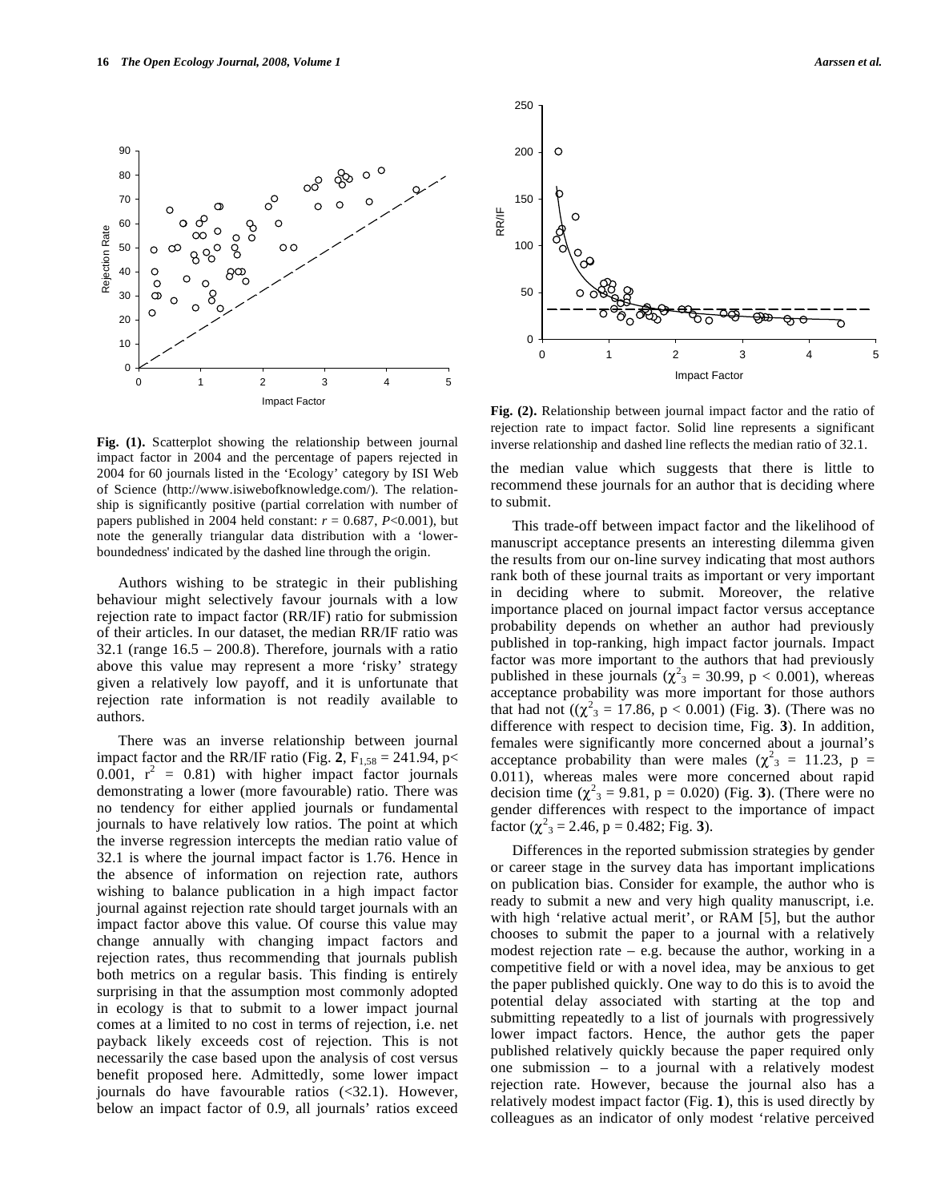**Fig. (1).** Scatterplot showing the relationship between journal impact factor in 2004 and the percentage of papers rejected in 2004 for 60 journals listed in the 'Ecology' category by ISI Web of Science (http://www.isiwebofknowledge.com/). The relationship is significantly positive (partial correlation with number of papers published in 2004 held constant: $r = 0.687$, $P<0.001$), but note the generally triangular data distribution with a 'lower-boundedness' indicated by the dashed line through the origin.

Authors wishing to be strategic in their publishing behaviour might selectively favour journals with a low rejection rate to impact factor (RR/IF) ratio for submission of their articles. In our dataset, the median RR/IF ratio was 32.1 (range 16.5 – 200.8). Therefore, journals with a ratio above this value may represent a more 'risky' strategy given a relatively low payoff, and it is unfortunate that rejection rate information is not readily available to authors.

There was an inverse relationship between journal impact factor and the RR/IF ratio (Fig. **2**, $F_{1,58} = 241.94$, $p< 0.001$, $r^2 = 0.81$) with higher impact factor journals demonstrating a lower (more favourable) ratio. There was no tendency for either applied journals or fundamental journals to have relatively low ratios. The point at which the inverse regression intercepts the median ratio value of 32.1 is where the journal impact factor is 1.76. Hence in the absence of information on rejection rate, authors wishing to balance publication in a high impact factor journal against rejection rate should target journals with an impact factor above this value. Of course this value may change annually with changing impact factors and rejection rates, thus recommending that journals publish both metrics on a regular basis. This finding is entirely surprising in that the assumption most commonly adopted in ecology is that to submit to a lower impact journal comes at a limited to no cost in terms of rejection, i.e. net payback likely exceeds cost of rejection. This is not necessarily the case based upon the analysis of cost versus benefit proposed here. Admittedly, some lower impact journals do have favourable ratios (<32.1). However, below an impact factor of 0.9, all journals' ratios exceed the median value which suggests that there is little to recommend these journals for an author that is deciding where to submit.

**Fig. (2).** Relationship between journal impact factor and the ratio of rejection rate to impact factor. Solid line represents a significant inverse relationship and dashed line reflects the median ratio of 32.1.

This trade-off between impact factor and the likelihood of manuscript acceptance presents an interesting dilemma given the results from our on-line survey indicating that most authors rank both of these journal traits as important or very important in deciding where to submit. Moreover, the relative importance placed on journal impact factor versus acceptance probability depends on whether an author had previously published in top-ranking, high impact factor journals. Impact factor was more important to the authors that had previously published in these journals ($\chi^2_3 = 30.99$, $p < 0.001$), whereas acceptance probability was more important for those authors that had not (($\chi^2_3 = 17.86$, $p < 0.001$) (Fig. **3**). (There was no difference with respect to decision time, Fig. **3**). In addition, females were significantly more concerned about a journal's acceptance probability than were males ($\chi^2_3 = 11.23$, $p = 0.011$), whereas males were more concerned about rapid decision time ($\chi^2_3 = 9.81$, $p = 0.020$) (Fig. **3**). (There were no gender differences with respect to the importance of impact factor ($\chi^2_3 = 2.46$, $p = 0.482$; Fig. **3**).

Differences in the reported submission strategies by gender or career stage in the survey data has important implications on publication bias. Consider for example, the author who is ready to submit a new and very high quality manuscript, i.e. with high 'relative actual merit', or RAM [5], but the author chooses to submit the paper to a journal with a relatively modest rejection rate – e.g. because the author, working in a competitive field or with a novel idea, may be anxious to get the paper published quickly. One way to do this is to avoid the potential delay associated with starting at the top and submitting repeatedly to a list of journals with progressively lower impact factors. Hence, the author gets the paper published relatively quickly because the paper required only one submission – to a journal with a relatively modest rejection rate. However, because the journal also has a relatively modest impact factor (Fig. **1**), this is used directly by colleagues as an indicator of only modest 'relative perceived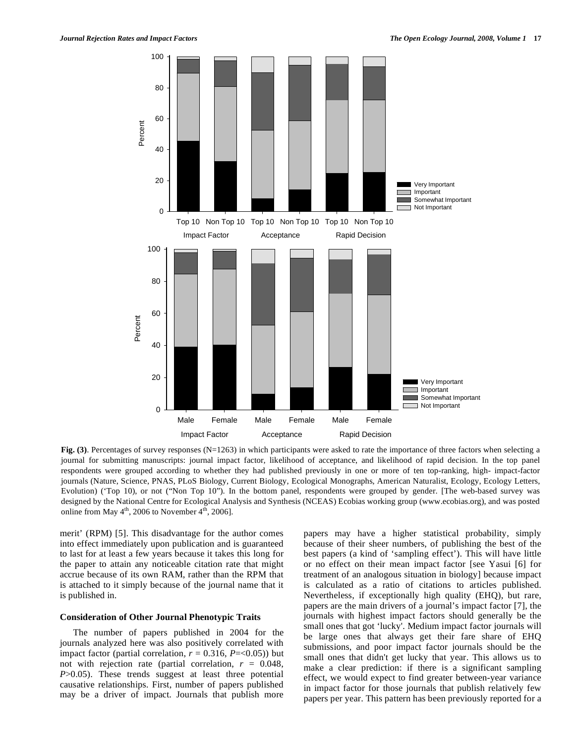**Fig. (3)**. Percentages of survey responses (N=1263) in which participants were asked to rate the importance of three factors when selecting a journal for submitting manuscripts: journal impact factor, likelihood of acceptance, and likelihood of rapid decision. In the top panel respondents were grouped according to whether they had published previously in one or more of ten top-ranking, high- impact-factor journals (Nature, Science, PNAS, PLoS Biology, Current Biology, Ecological Monographs, American Naturalist, Ecology, Ecology Letters, Evolution) ('Top 10), or not ("Non Top 10"). In the bottom panel, respondents were grouped by gender. [The web-based survey was designed by the National Centre for Ecological Analysis and Synthesis (NCEAS) Ecobias working group (www.ecobias.org), and was posted online from May 4th, 2006 to November 4th, 2006].

merit' (RPM) [5]. This disadvantage for the author comes into effect immediately upon publication and is guaranteed to last for at least a few years because it takes this long for the paper to attain any noticeable citation rate that might accrue because of its own RAM, rather than the RPM that is attached to it simply because of the journal name that it is published in.

## Consideration of Other Journal Phenotypic Traits

The number of papers published in 2004 for the journals analyzed here was also positively correlated with impact factor (partial correlation, $r = 0.316$, $P$=<0.05)) but not with rejection rate (partial correlation, $r = 0.048$, $P$>0.05). These trends suggest at least three potential causative relationships. First, number of papers published may be a driver of impact. Journals that publish more papers may have a higher statistical probability, simply because of their sheer numbers, of publishing the best of the best papers (a kind of 'sampling effect'). This will have little or no effect on their mean impact factor [see Yasui [6] for treatment of an analogous situation in biology] because impact is calculated as a ratio of citations to articles published. Nevertheless, if exceptionally high quality (EHQ), but rare, papers are the main drivers of a journal's impact factor [7], the journals with highest impact factors should generally be the small ones that got 'lucky'. Medium impact factor journals will be large ones that always get their fare share of EHQ submissions, and poor impact factor journals should be the small ones that didn't get lucky that year. This allows us to make a clear prediction: if there is a significant sampling effect, we would expect to find greater between-year variance in impact factor for those journals that publish relatively few papers per year. This pattern has been previously reported for a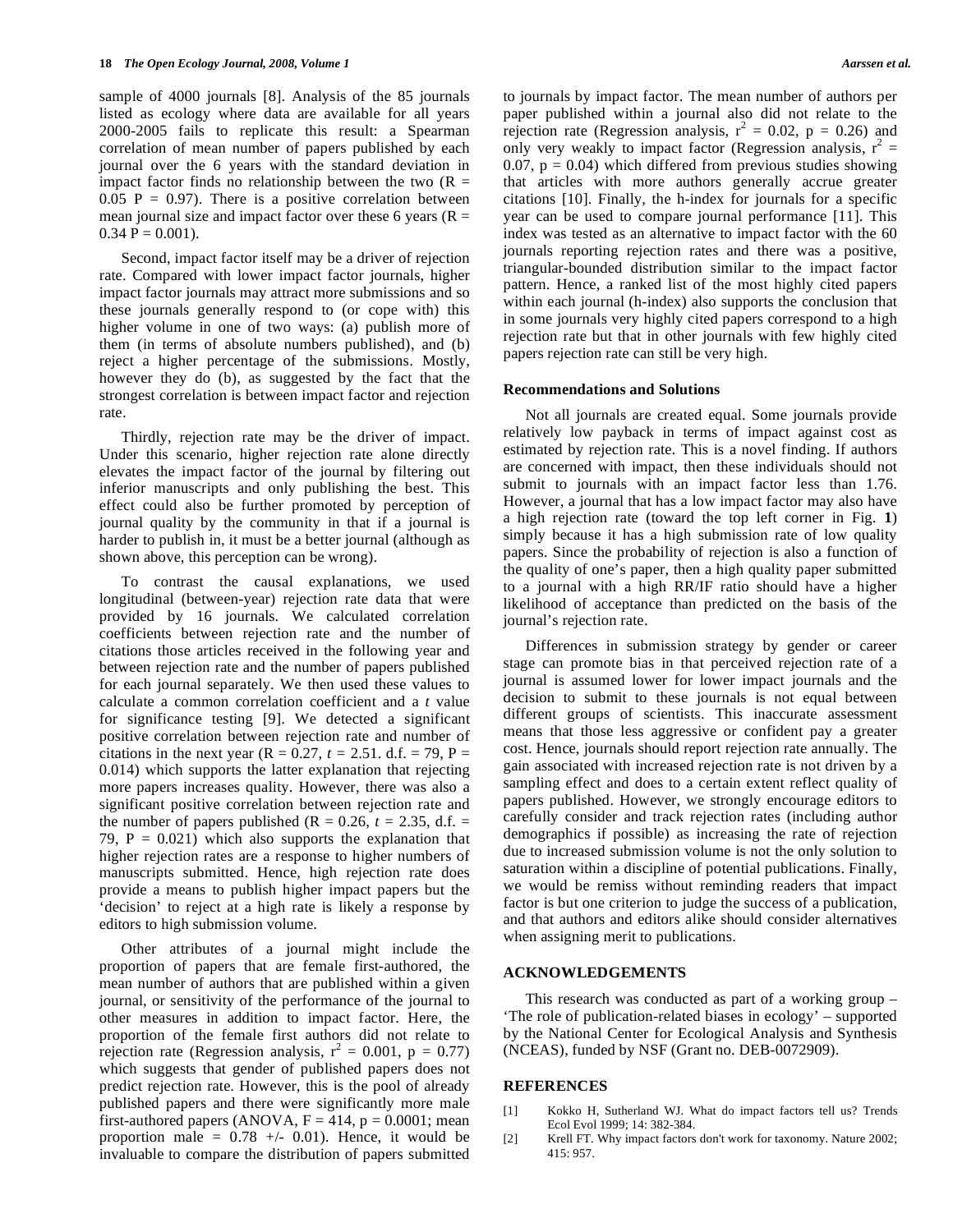sample of 4000 journals [8]. Analysis of the 85 journals listed as ecology where data are available for all years 2000-2005 fails to replicate this result: a Spearman correlation of mean number of papers published by each journal over the 6 years with the standard deviation in impact factor finds no relationship between the two ($R = 0.05$ $P = 0.97$). There is a positive correlation between mean journal size and impact factor over these 6 years ($R = 0.34$ $P = 0.001$).

Second, impact factor itself may be a driver of rejection rate. Compared with lower impact factor journals, higher impact factor journals may attract more submissions and so these journals generally respond to (or cope with) this higher volume in one of two ways: (a) publish more of them (in terms of absolute numbers published), and (b) reject a higher percentage of the submissions. Mostly, however they do (b), as suggested by the fact that the strongest correlation is between impact factor and rejection rate.

Thirdly, rejection rate may be the driver of impact. Under this scenario, higher rejection rate alone directly elevates the impact factor of the journal by filtering out inferior manuscripts and only publishing the best. This effect could also be further promoted by perception of journal quality by the community in that if a journal is harder to publish in, it must be a better journal (although as shown above, this perception can be wrong).

To contrast the causal explanations, we used longitudinal (between-year) rejection rate data that were provided by 16 journals. We calculated correlation coefficients between rejection rate and the number of citations those articles received in the following year and between rejection rate and the number of papers published for each journal separately. We then used these values to calculate a common correlation coefficient and a *t* value for significance testing [9]. We detected a significant positive correlation between rejection rate and number of citations in the next year ($R = 0.27$, $t = 2.51$. d.f. = 79, $P = 0.014$) which supports the latter explanation that rejecting more papers increases quality. However, there was also a significant positive correlation between rejection rate and the number of papers published ($R = 0.26$, $t = 2.35$, d.f. = 79, $P = 0.021$) which also supports the explanation that higher rejection rates are a response to higher numbers of manuscripts submitted. Hence, high rejection rate does provide a means to publish higher impact papers but the 'decision' to reject at a high rate is likely a response by editors to high submission volume.

Other attributes of a journal might include the proportion of papers that are female first-authored, the mean number of authors that are published within a given journal, or sensitivity of the performance of the journal to other measures in addition to impact factor. Here, the proportion of the female first authors did not relate to rejection rate (Regression analysis, $r^2 = 0.001$, $p = 0.77$) which suggests that gender of published papers does not predict rejection rate. However, this is the pool of already published papers and there were significantly more male first-authored papers (ANOVA, $F = 414$, $p = 0.0001$; mean proportion male = $0.78 +/- 0.01$). Hence, it would be invaluable to compare the distribution of papers submitted to journals by impact factor. The mean number of authors per paper published within a journal also did not relate to the rejection rate (Regression analysis, $r^2 = 0.02$, $p = 0.26$) and only very weakly to impact factor (Regression analysis, $r^2 = 0.07$, $p = 0.04$) which differed from previous studies showing that articles with more authors generally accrue greater citations [10]. Finally, the h-index for journals for a specific year can be used to compare journal performance [11]. This index was tested as an alternative to impact factor with the 60 journals reporting rejection rates and there was a positive, triangular-bounded distribution similar to the impact factor pattern. Hence, a ranked list of the most highly cited papers within each journal (h-index) also supports the conclusion that in some journals very highly cited papers correspond to a high rejection rate but that in other journals with few highly cited papers rejection rate can still be very high.

## Recommendations and Solutions

Not all journals are created equal. Some journals provide relatively low payback in terms of impact against cost as estimated by rejection rate. This is a novel finding. If authors are concerned with impact, then these individuals should not submit to journals with an impact factor less than 1.76. However, a journal that has a low impact factor may also have a high rejection rate (toward the top left corner in Fig. **1**) simply because it has a high submission rate of low quality papers. Since the probability of rejection is also a function of the quality of one's paper, then a high quality paper submitted to a journal with a high RR/IF ratio should have a higher likelihood of acceptance than predicted on the basis of the journal's rejection rate.

Differences in submission strategy by gender or career stage can promote bias in that perceived rejection rate of a journal is assumed lower for lower impact journals and the decision to submit to these journals is not equal between different groups of scientists. This inaccurate assessment means that those less aggressive or confident pay a greater cost. Hence, journals should report rejection rate annually. The gain associated with increased rejection rate is not driven by a sampling effect and does to a certain extent reflect quality of papers published. However, we strongly encourage editors to carefully consider and track rejection rates (including author demographics if possible) as increasing the rate of rejection due to increased submission volume is not the only solution to saturation within a discipline of potential publications. Finally, we would be remiss without reminding readers that impact factor is but one criterion to judge the success of a publication, and that authors and editors alike should consider alternatives when assigning merit to publications.

## ACKNOWLEDGEMENTS

This research was conducted as part of a working group – 'The role of publication-related biases in ecology' – supported by the National Center for Ecological Analysis and Synthesis (NCEAS), funded by NSF (Grant no. DEB-0072909).

## REFERENCES

[1] Kokko H, Sutherland WJ. What do impact factors tell us? Trends Ecol Evol 1999; 14: 382-384.

[2] Krell FT. Why impact factors don't work for taxonomy. Nature 2002; 415: 957.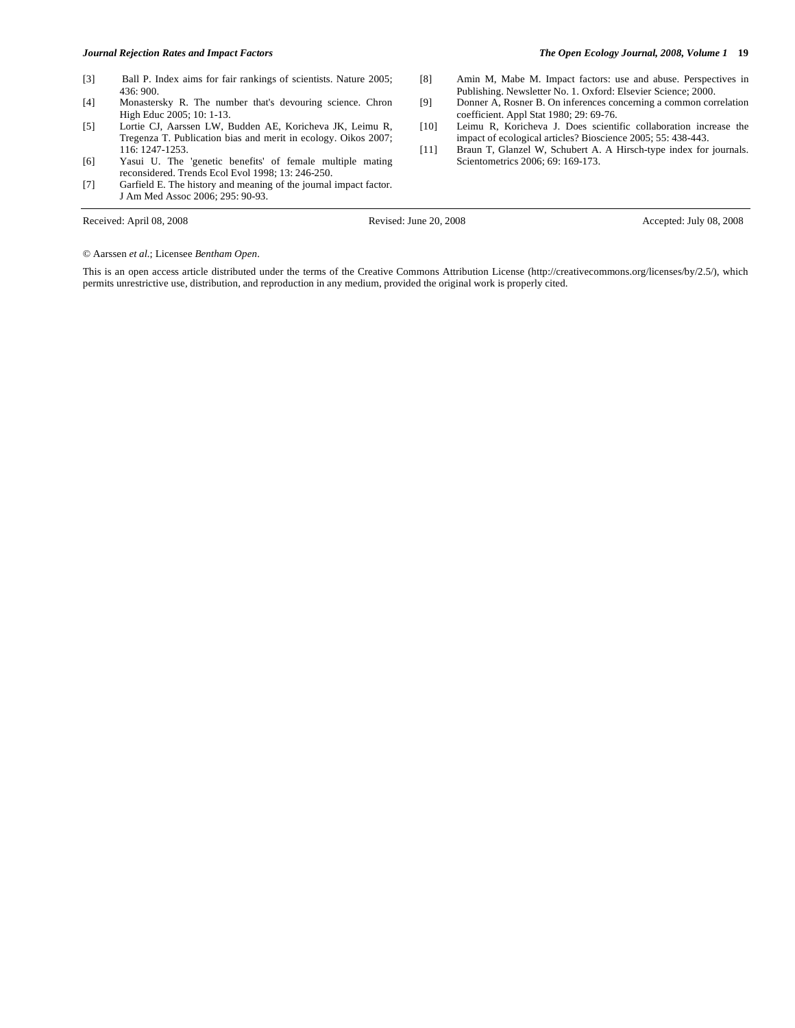[3] Ball P. Index aims for fair rankings of scientists. Nature 2005; 436: 900.

[4] Monastersky R. The number that's devouring science. Chron High Educ 2005; 10: 1-13.

[5] Lortie CJ, Aarssen LW, Budden AE, Koricheva JK, Leimu R, Tregenza T. Publication bias and merit in ecology. Oikos 2007; 116: 1247-1253.

[6] Yasui U. The 'genetic benefits' of female multiple mating reconsidered. Trends Ecol Evol 1998; 13: 246-250.

[7] Garfield E. The history and meaning of the journal impact factor. J Am Med Assoc 2006; 295: 90-93.

[8] Amin M, Mabe M. Impact factors: use and abuse. Perspectives in Publishing. Newsletter No. 1. Oxford: Elsevier Science; 2000.

[9] Donner A, Rosner B. On inferences concerning a common correlation coefficient. Appl Stat 1980; 29: 69-76.

[10] Leimu R, Koricheva J. Does scientific collaboration increase the impact of ecological articles? Bioscience 2005; 55: 438-443.

[11] Braun T, Glanzel W, Schubert A. A Hirsch-type index for journals. Scientometrics 2006; 69: 169-173.

---

Received: April 08, 2008    Revised: June 20, 2008    Accepted: July 08, 2008

© Aarssen *et al.*; Licensee *Bentham Open*.

This is an open access article distributed under the terms of the Creative Commons Attribution License (http://creativecommons.org/licenses/by/2.5/), which permits unrestrictive use, distribution, and reproduction in any medium, provided the original work is properly cited.